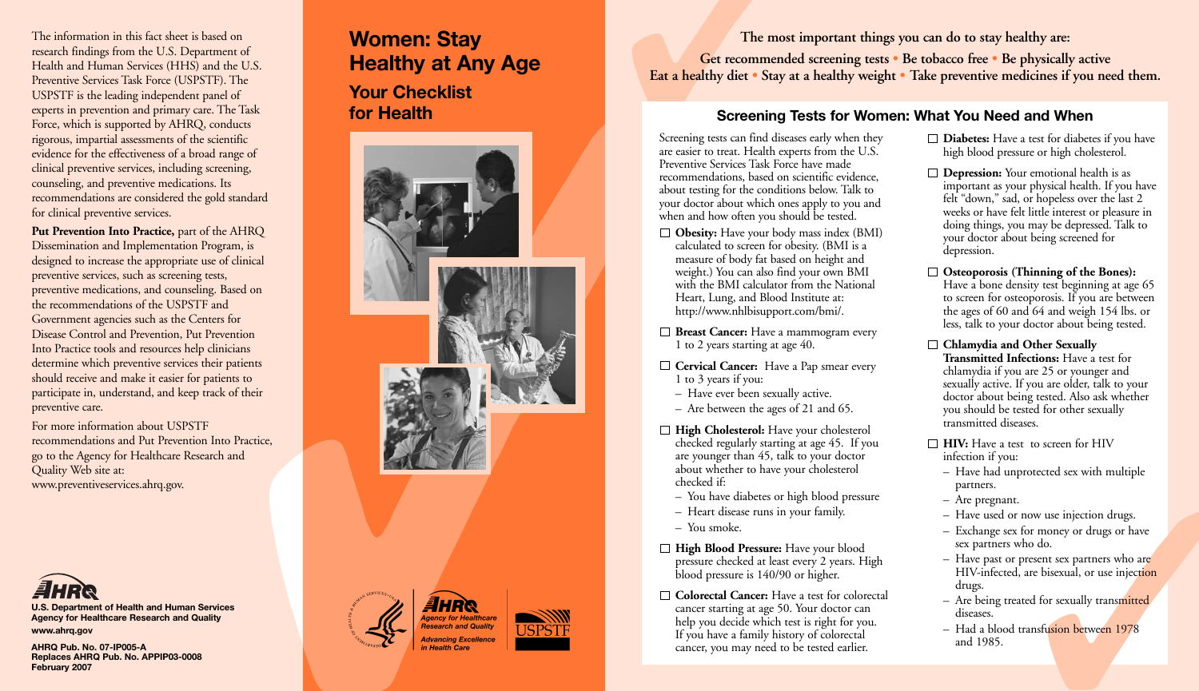The information in this fact sheet is based on research findings from the U.S. Department of Health and Human Services (HHS) and the U.S. Preventive Services Task Force (USPSTF). The USPSTF is the leading independent panel of experts in prevention and primary care. The Task Force, which is supported by AHRQ, conducts rigorous, impartial assessments of the scientific evidence for the effectiveness of a broad range of clinical preventive services, including screening, counseling, and preventive medications. Its recommendations are considered the gold standard for clinical preventive services.

**Put Prevention Into Practice,** part of the AHRQ Dissemination and Implementation Program, is designed to increase the appropriate use of clinical preventive services, such as screening tests, preventive medications, and counseling. Based on the recommendations of the USPSTF and Government agencies such as the Centers for Disease Control and Prevention, Put Prevention Into Practice tools and resources help clinicians determine which preventive services their patients should receive and make it easier for patients to participate in, understand, and keep track of their preventive care.

For more information about USPSTF recommendations and Put Prevention Into Practice, go to the Agency for Healthcare Research and Quality Web site at: www.preventiveservices.ahrq.gov.

**U.S. Department of Health and Human Services**
**Agency for Healthcare Research and Quality**
**www.ahrq.gov**

**AHRQ Pub. No. 07-IP005-A**
**Replaces AHRQ Pub. No. APPIP03-0008**
**February 2007**

# Women: Stay Healthy at Any Age

## Your Checklist for Health

*Agency for Healthcare Research and Quality*
*Advancing Excellence in Health Care*

USPSTF

**The most important things you can do to stay healthy are:**

**Get recommended screening tests • Be tobacco free • Be physically active**
**Eat a healthy diet • Stay at a healthy weight • Take preventive medicines if you need them.**

## Screening Tests for Women: What You Need and When

Screening tests can find diseases early when they are easier to treat. Health experts from the U.S. Preventive Services Task Force have made recommendations, based on scientific evidence, about testing for the conditions below. Talk to your doctor about which ones apply to you and when and how often you should be tested.

- ☐ **Obesity:** Have your body mass index (BMI) calculated to screen for obesity. (BMI is a measure of body fat based on height and weight.) You can also find your own BMI with the BMI calculator from the National Heart, Lung, and Blood Institute at: http://www.nhlbisupport.com/bmi/.
- ☐ **Breast Cancer:** Have a mammogram every 1 to 2 years starting at age 40.
- ☐ **Cervical Cancer:** Have a Pap smear every 1 to 3 years if you:
  - Have ever been sexually active.
  - Are between the ages of 21 and 65.
- ☐ **High Cholesterol:** Have your cholesterol checked regularly starting at age 45. If you are younger than 45, talk to your doctor about whether to have your cholesterol checked if:
  - You have diabetes or high blood pressure
  - Heart disease runs in your family.
  - You smoke.
- ☐ **High Blood Pressure:** Have your blood pressure checked at least every 2 years. High blood pressure is 140/90 or higher.
- ☐ **Colorectal Cancer:** Have a test for colorectal cancer starting at age 50. Your doctor can help you decide which test is right for you. If you have a family history of colorectal cancer, you may need to be tested earlier.
- ☐ **Diabetes:** Have a test for diabetes if you have high blood pressure or high cholesterol.
- ☐ **Depression:** Your emotional health is as important as your physical health. If you have felt "down," sad, or hopeless over the last 2 weeks or have felt little interest or pleasure in doing things, you may be depressed. Talk to your doctor about being screened for depression.
- ☐ **Osteoporosis (Thinning of the Bones):** Have a bone density test beginning at age 65 to screen for osteoporosis. If you are between the ages of 60 and 64 and weigh 154 lbs. or less, talk to your doctor about being tested.
- ☐ **Chlamydia and Other Sexually Transmitted Infections:** Have a test for chlamydia if you are 25 or younger and sexually active. If you are older, talk to your doctor about being tested. Also ask whether you should be tested for other sexually transmitted diseases.
- ☐ **HIV:** Have a test to screen for HIV infection if you:
  - Have had unprotected sex with multiple partners.
  - Are pregnant.
  - Have used or now use injection drugs.
  - Exchange sex for money or drugs or have sex partners who do.
  - Have past or present sex partners who are HIV-infected, are bisexual, or use injection drugs.
  - Are being treated for sexually transmitted diseases.
  - Had a blood transfusion between 1978 and 1985.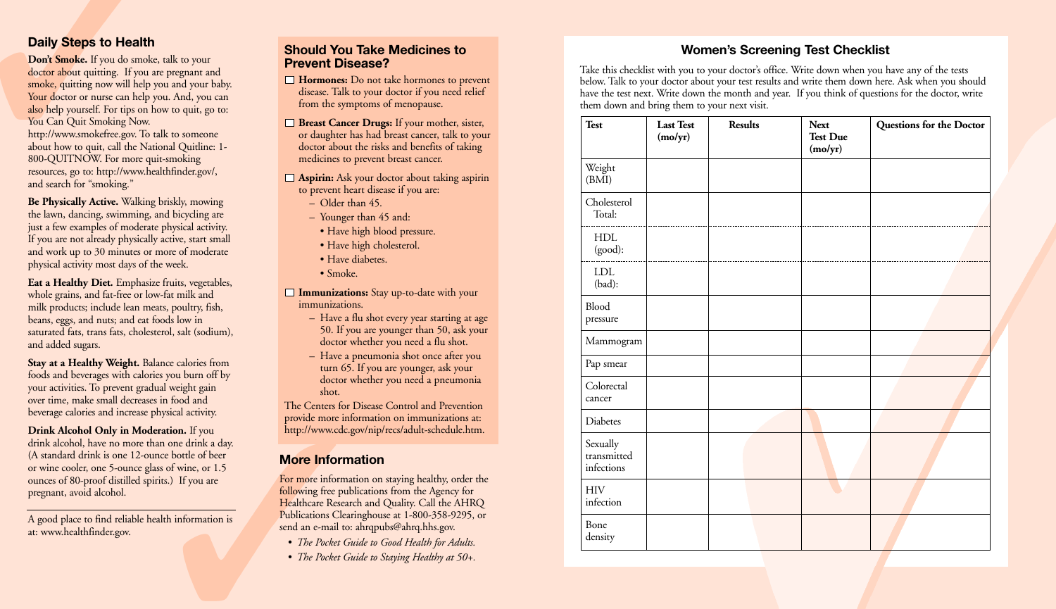## Daily Steps to Health

**Don't Smoke.** If you do smoke, talk to your doctor about quitting. If you are pregnant and smoke, quitting now will help you and your baby. Your doctor or nurse can help you. And, you can also help yourself. For tips on how to quit, go to: You Can Quit Smoking Now. http://www.smokefree.gov. To talk to someone about how to quit, call the National Quitline: 1-800-QUITNOW. For more quit-smoking resources, go to: http://www.healthfinder.gov/, and search for "smoking."

**Be Physically Active.** Walking briskly, mowing the lawn, dancing, swimming, and bicycling are just a few examples of moderate physical activity. If you are not already physically active, start small and work up to 30 minutes or more of moderate physical activity most days of the week.

**Eat a Healthy Diet.** Emphasize fruits, vegetables, whole grains, and fat-free or low-fat milk and milk products; include lean meats, poultry, fish, beans, eggs, and nuts; and eat foods low in saturated fats, trans fats, cholesterol, salt (sodium), and added sugars.

**Stay at a Healthy Weight.** Balance calories from foods and beverages with calories you burn off by your activities. To prevent gradual weight gain over time, make small decreases in food and beverage calories and increase physical activity.

**Drink Alcohol Only in Moderation.** If you drink alcohol, have no more than one drink a day. (A standard drink is one 12-ounce bottle of beer or wine cooler, one 5-ounce glass of wine, or 1.5 ounces of 80-proof distilled spirits.) If you are pregnant, avoid alcohol.

---

A good place to find reliable health information is at: www.healthfinder.gov.

## Should You Take Medicines to Prevent Disease?

- ☐ **Hormones:** Do not take hormones to prevent disease. Talk to your doctor if you need relief from the symptoms of menopause.
- ☐ **Breast Cancer Drugs:** If your mother, sister, or daughter has had breast cancer, talk to your doctor about the risks and benefits of taking medicines to prevent breast cancer.
- ☐ **Aspirin:** Ask your doctor about taking aspirin to prevent heart disease if you are:
  - Older than 45.
  - Younger than 45 and:
    - Have high blood pressure.
    - Have high cholesterol.
    - Have diabetes.
    - Smoke.
- ☐ **Immunizations:** Stay up-to-date with your immunizations.
  - Have a flu shot every year starting at age 50. If you are younger than 50, ask your doctor whether you need a flu shot.
  - Have a pneumonia shot once after you turn 65. If you are younger, ask your doctor whether you need a pneumonia shot.

The Centers for Disease Control and Prevention provide more information on immunizations at: http://www.cdc.gov/nip/recs/adult-schedule.htm.

## More Information

For more information on staying healthy, order the following free publications from the Agency for Healthcare Research and Quality. Call the AHRQ Publications Clearinghouse at 1-800-358-9295, or send an e-mail to: ahrqpubs@ahrq.hhs.gov.

- *The Pocket Guide to Good Health for Adults.*
- *The Pocket Guide to Staying Healthy at 50+.*

## Women's Screening Test Checklist

Take this checklist with you to your doctor's office. Write down when you have any of the tests below. Talk to your doctor about your test results and write them down here. Ask when you should have the test next. Write down the month and year. If you think of questions for the doctor, write them down and bring them to your next visit.

| Test | Last Test (mo/yr) | Results | Next Test Due (mo/yr) | Questions for the Doctor |
|---|---|---|---|---|
| Weight (BMI) | | | | |
| Cholesterol Total: | | | | |
| HDL (good): | | | | |
| LDL (bad): | | | | |
| Blood pressure | | | | |
| Mammogram | | | | |
| Pap smear | | | | |
| Colorectal cancer | | | | |
| Diabetes | | | | |
| Sexually transmitted infections | | | | |
| HIV infection | | | | |
| Bone density | | | | |